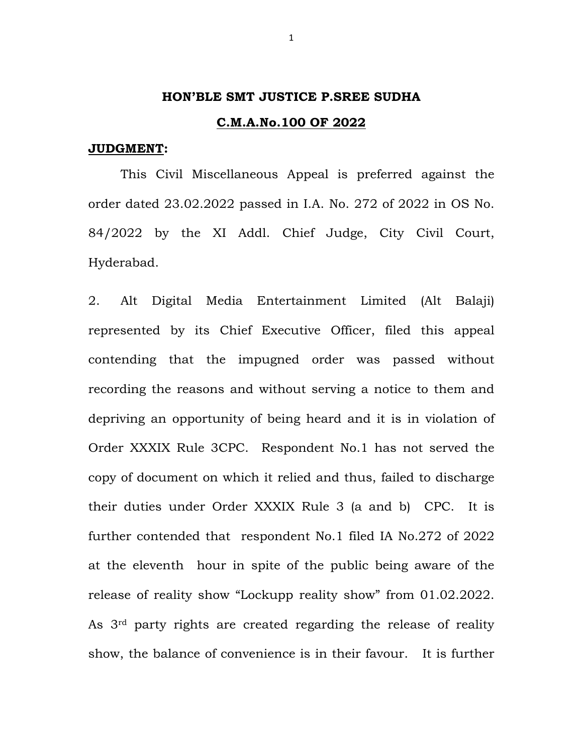**HON'BLE SMT JUSTICE P.SREE SUDHA**

**C.M.A.No.100 OF 2022**

**JUDGMENT:**

This Civil Miscellaneous Appeal is preferred against the order dated 23.02.2022 passed in I.A. No. 272 of 2022 in OS No. 84/2022 by the XI Addl. Chief Judge, City Civil Court, Hyderabad.

2. Alt Digital Media Entertainment Limited (Alt Balaji) represented by its Chief Executive Officer, filed this appeal contending that the impugned order was passed without recording the reasons and without serving a notice to them and depriving an opportunity of being heard and it is in violation of Order XXXIX Rule 3CPC. Respondent No.1 has not served the copy of document on which it relied and thus, failed to discharge their duties under Order XXXIX Rule 3 (a and b) CPC. It is further contended that respondent No.1 filed IA No.272 of 2022 at the eleventh hour in spite of the public being aware of the release of reality show "Lockupp reality show" from 01.02.2022. As 3rd party rights are created regarding the release of reality show, the balance of convenience is in their favour. It is further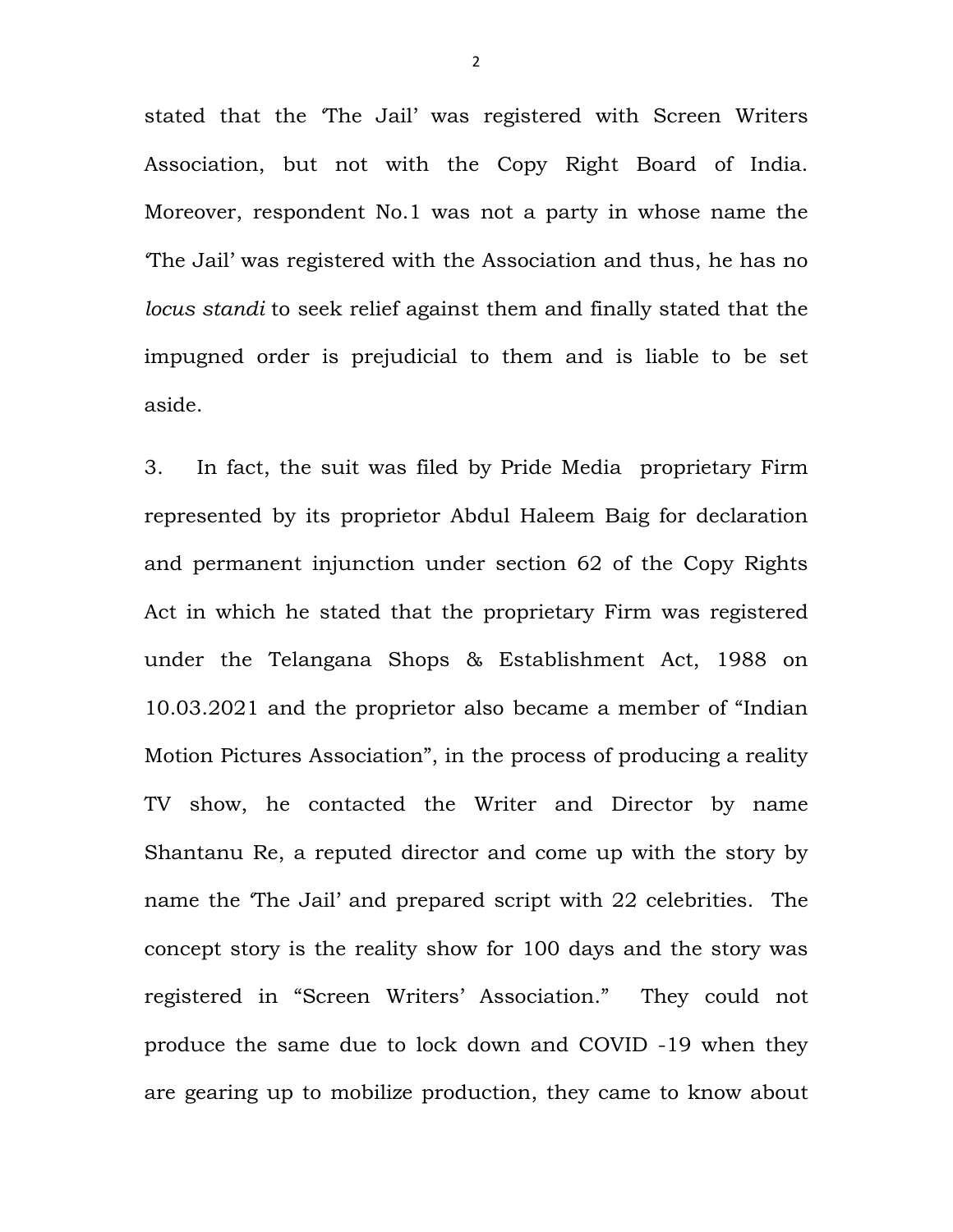stated that the 'The Jail' was registered with Screen Writers Association, but not with the Copy Right Board of India. Moreover, respondent No.1 was not a party in whose name the 'The Jail' was registered with the Association and thus, he has no *locus standi* to seek relief against them and finally stated that the impugned order is prejudicial to them and is liable to be set aside.

3. In fact, the suit was filed by Pride Media proprietary Firm represented by its proprietor Abdul Haleem Baig for declaration and permanent injunction under section 62 of the Copy Rights Act in which he stated that the proprietary Firm was registered under the Telangana Shops & Establishment Act, 1988 on 10.03.2021 and the proprietor also became a member of "Indian Motion Pictures Association", in the process of producing a reality TV show, he contacted the Writer and Director by name Shantanu Re, a reputed director and come up with the story by name the 'The Jail' and prepared script with 22 celebrities. The concept story is the reality show for 100 days and the story was registered in "Screen Writers' Association." They could not produce the same due to lock down and COVID -19 when they are gearing up to mobilize production, they came to know about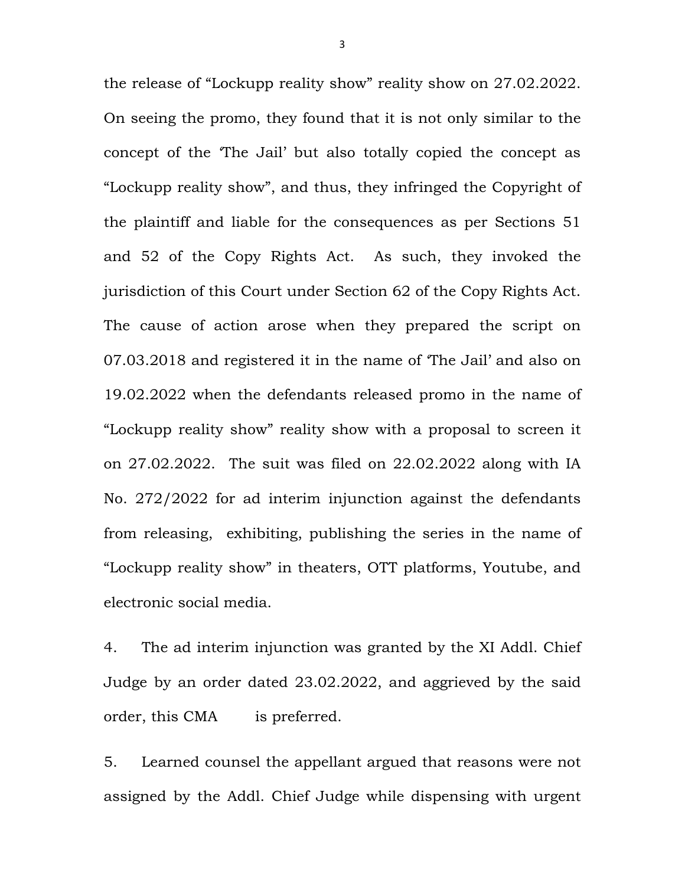the release of “Lockupp reality show” reality show on 27.02.2022. On seeing the promo, they found that it is not only similar to the concept of the ‘The Jail’ but also totally copied the concept as “Lockupp reality show”, and thus, they infringed the Copyright of the plaintiff and liable for the consequences as per Sections 51 and 52 of the Copy Rights Act. As such, they invoked the jurisdiction of this Court under Section 62 of the Copy Rights Act. The cause of action arose when they prepared the script on 07.03.2018 and registered it in the name of ‘The Jail’ and also on 19.02.2022 when the defendants released promo in the name of “Lockupp reality show” reality show with a proposal to screen it on 27.02.2022. The suit was filed on 22.02.2022 along with IA No. 272/2022 for ad interim injunction against the defendants from releasing, exhibiting, publishing the series in the name of “Lockupp reality show” in theaters, OTT platforms, Youtube, and electronic social media.

4. The ad interim injunction was granted by the XI Addl. Chief Judge by an order dated 23.02.2022, and aggrieved by the said order, this CMA is preferred.

5. Learned counsel the appellant argued that reasons were not assigned by the Addl. Chief Judge while dispensing with urgent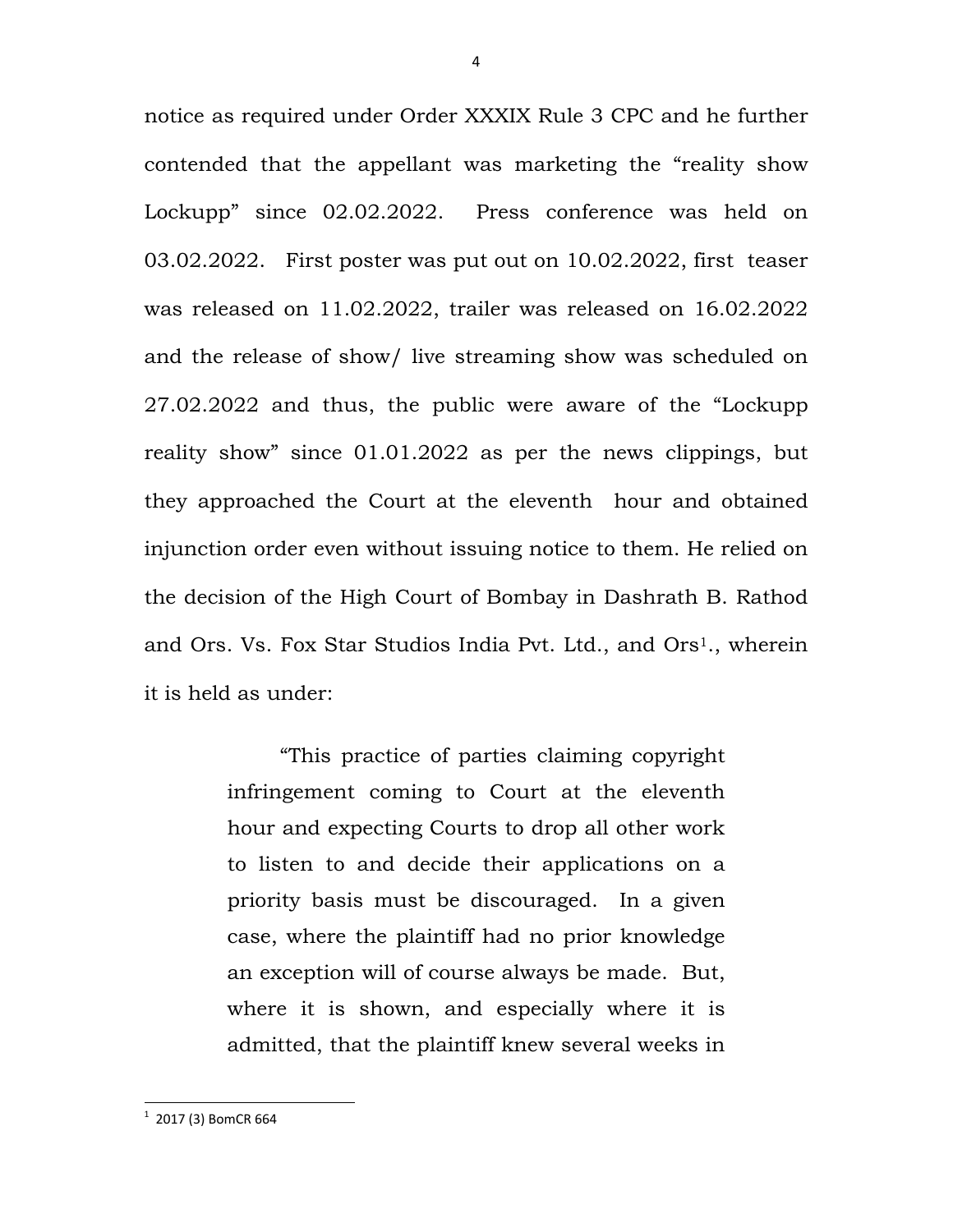notice as required under Order XXXIX Rule 3 CPC and he further contended that the appellant was marketing the "reality show Lockupp" since 02.02.2022. Press conference was held on 03.02.2022. First poster was put out on 10.02.2022, first teaser was released on 11.02.2022, trailer was released on 16.02.2022 and the release of show/ live streaming show was scheduled on 27.02.2022 and thus, the public were aware of the "Lockupp reality show" since 01.01.2022 as per the news clippings, but they approached the Court at the eleventh hour and obtained injunction order even without issuing notice to them. He relied on the decision of the High Court of Bombay in Dashrath B. Rathod and Ors. Vs. Fox Star Studios India Pvt. Ltd., and Ors[1]., wherein it is held as under:

> "This practice of parties claiming copyright infringement coming to Court at the eleventh hour and expecting Courts to drop all other work to listen to and decide their applications on a priority basis must be discouraged. In a given case, where the plaintiff had no prior knowledge an exception will of course always be made. But, where it is shown, and especially where it is admitted, that the plaintiff knew several weeks in

---

[1] 2017 (3) BomCR 664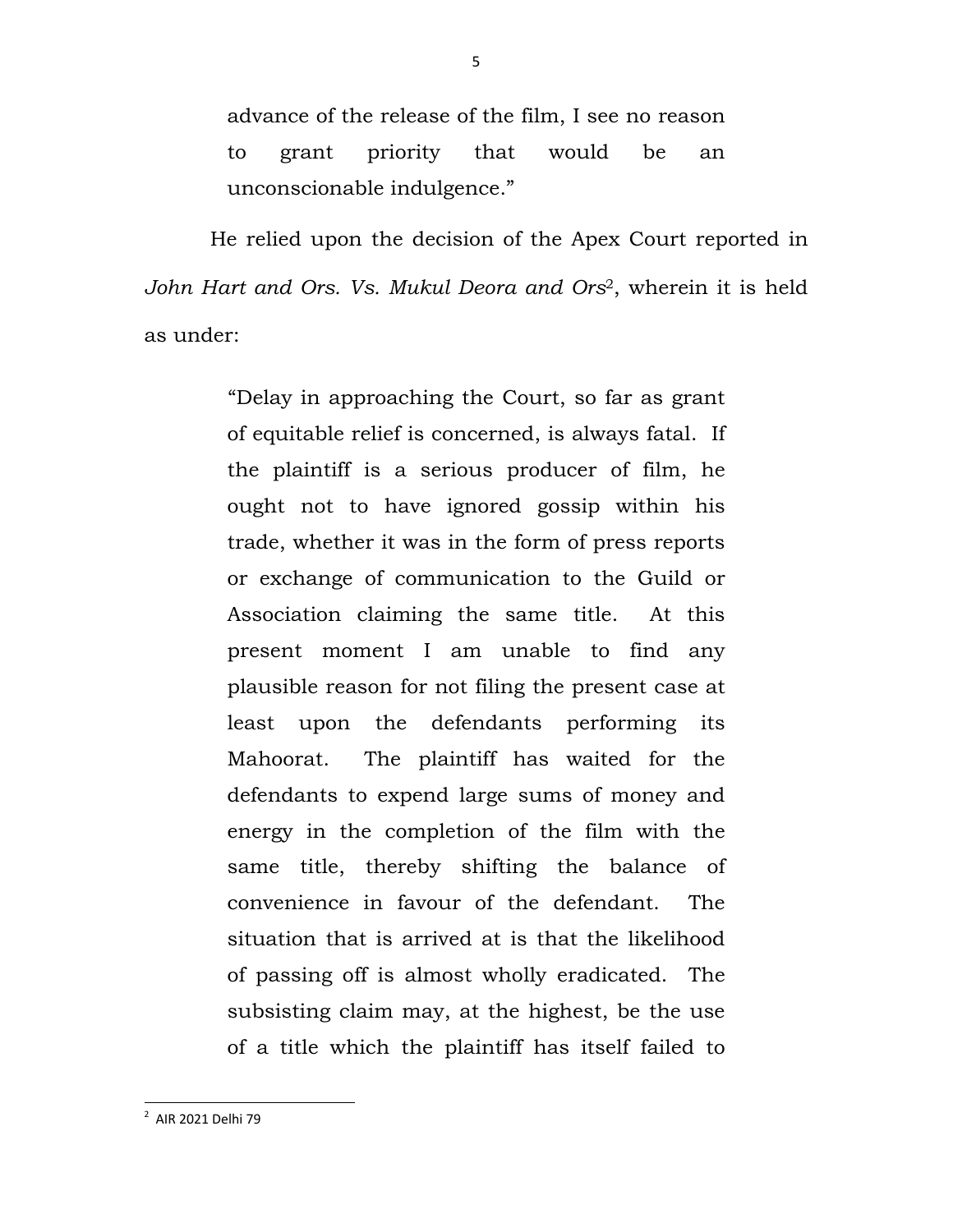> advance of the release of the film, I see no reason to grant priority that would be an unconscionable indulgence."

He relied upon the decision of the Apex Court reported in *John Hart and Ors. Vs. Mukul Deora and Ors*[2], wherein it is held as under:

> "Delay in approaching the Court, so far as grant of equitable relief is concerned, is always fatal. If the plaintiff is a serious producer of film, he ought not to have ignored gossip within his trade, whether it was in the form of press reports or exchange of communication to the Guild or Association claiming the same title. At this present moment I am unable to find any plausible reason for not filing the present case at least upon the defendants performing its Mahoorat. The plaintiff has waited for the defendants to expend large sums of money and energy in the completion of the film with the same title, thereby shifting the balance of convenience in favour of the defendant. The situation that is arrived at is that the likelihood of passing off is almost wholly eradicated. The subsisting claim may, at the highest, be the use of a title which the plaintiff has itself failed to

---

[2] AIR 2021 Delhi 79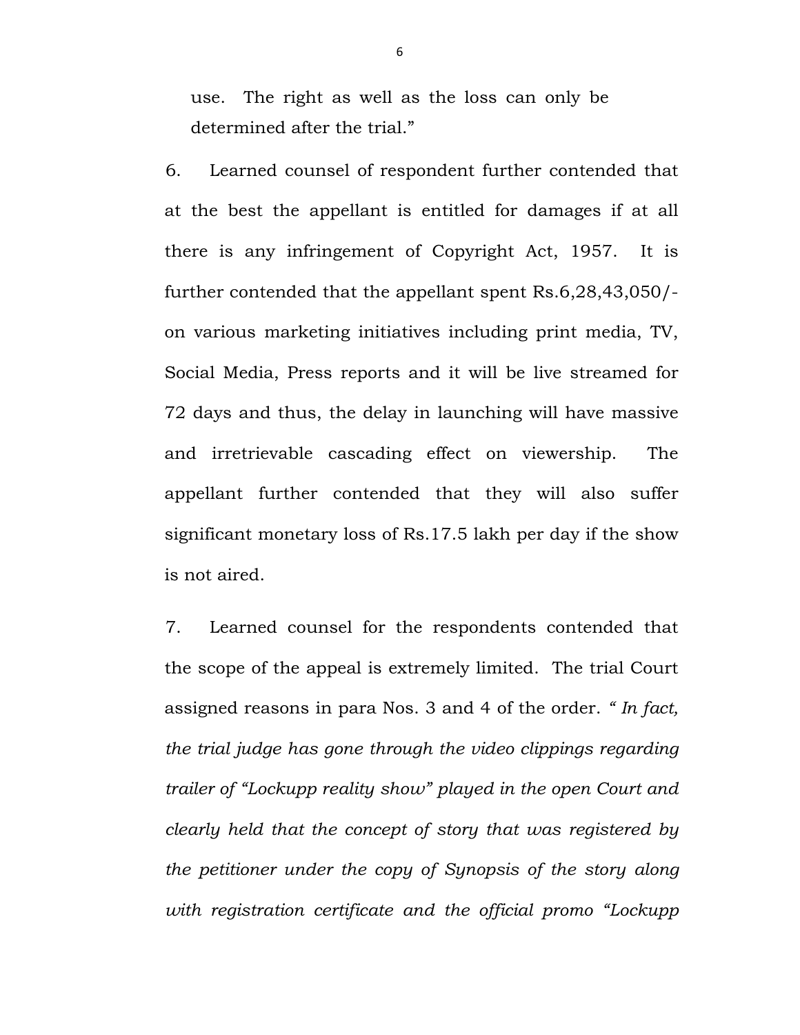use. The right as well as the loss can only be determined after the trial."

6. Learned counsel of respondent further contended that at the best the appellant is entitled for damages if at all there is any infringement of Copyright Act, 1957. It is further contended that the appellant spent Rs.6,28,43,050/- on various marketing initiatives including print media, TV, Social Media, Press reports and it will be live streamed for 72 days and thus, the delay in launching will have massive and irretrievable cascading effect on viewership. The appellant further contended that they will also suffer significant monetary loss of Rs.17.5 lakh per day if the show is not aired.

7. Learned counsel for the respondents contended that the scope of the appeal is extremely limited. The trial Court assigned reasons in para Nos. 3 and 4 of the order. *" In fact, the trial judge has gone through the video clippings regarding trailer of "Lockupp reality show" played in the open Court and clearly held that the concept of story that was registered by the petitioner under the copy of Synopsis of the story along with registration certificate and the official promo "Lockupp*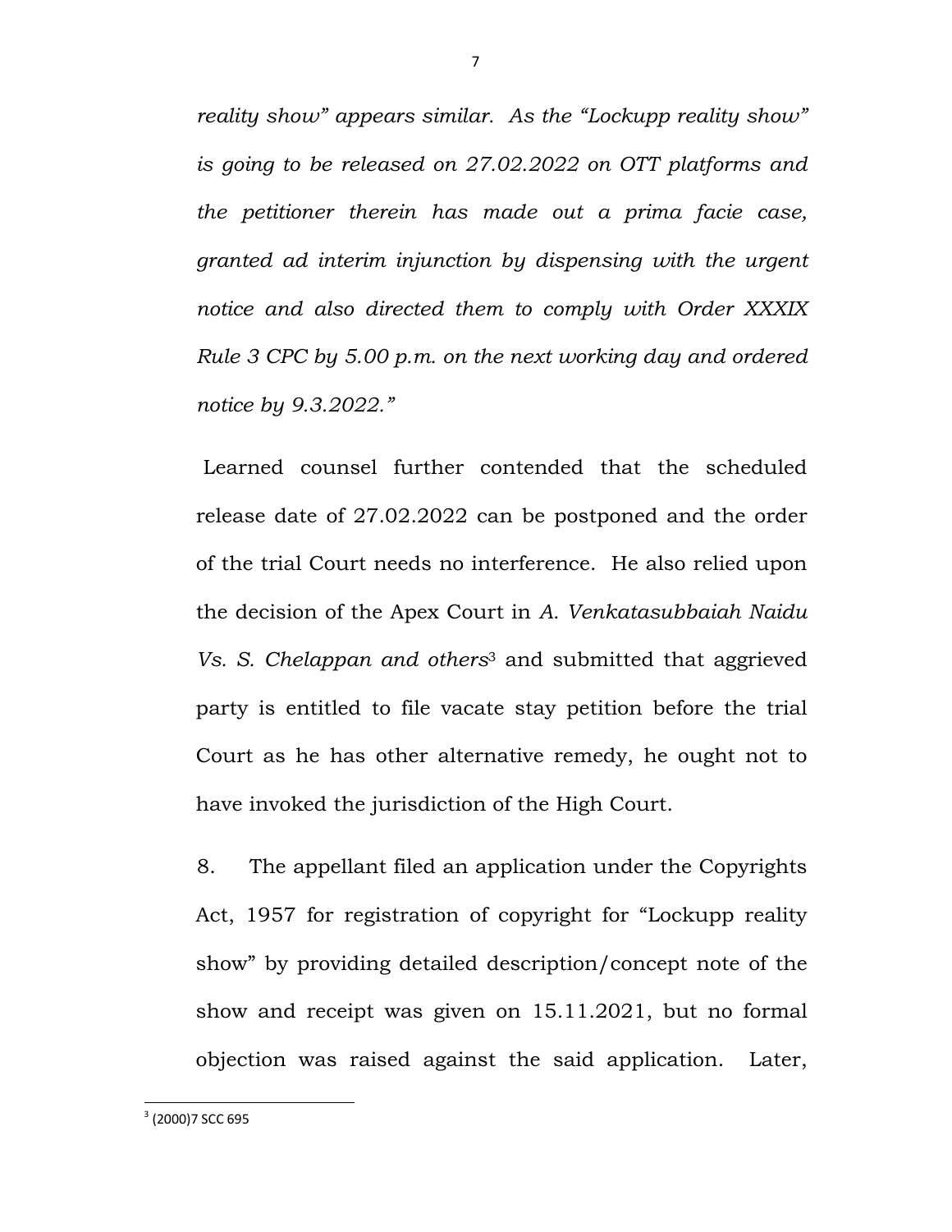*reality show" appears similar. As the "Lockupp reality show" is going to be released on 27.02.2022 on OTT platforms and the petitioner therein has made out a prima facie case, granted ad interim injunction by dispensing with the urgent notice and also directed them to comply with Order XXXIX Rule 3 CPC by 5.00 p.m. on the next working day and ordered notice by 9.3.2022."*

Learned counsel further contended that the scheduled release date of 27.02.2022 can be postponed and the order of the trial Court needs no interference. He also relied upon the decision of the Apex Court in *A. Venkatasubbaiah Naidu Vs. S. Chelappan and others*[3] and submitted that aggrieved party is entitled to file vacate stay petition before the trial Court as he has other alternative remedy, he ought not to have invoked the jurisdiction of the High Court.

8. The appellant filed an application under the Copyrights Act, 1957 for registration of copyright for "Lockupp reality show" by providing detailed description/concept note of the show and receipt was given on 15.11.2021, but no formal objection was raised against the said application. Later,

---

[3] (2000)7 SCC 695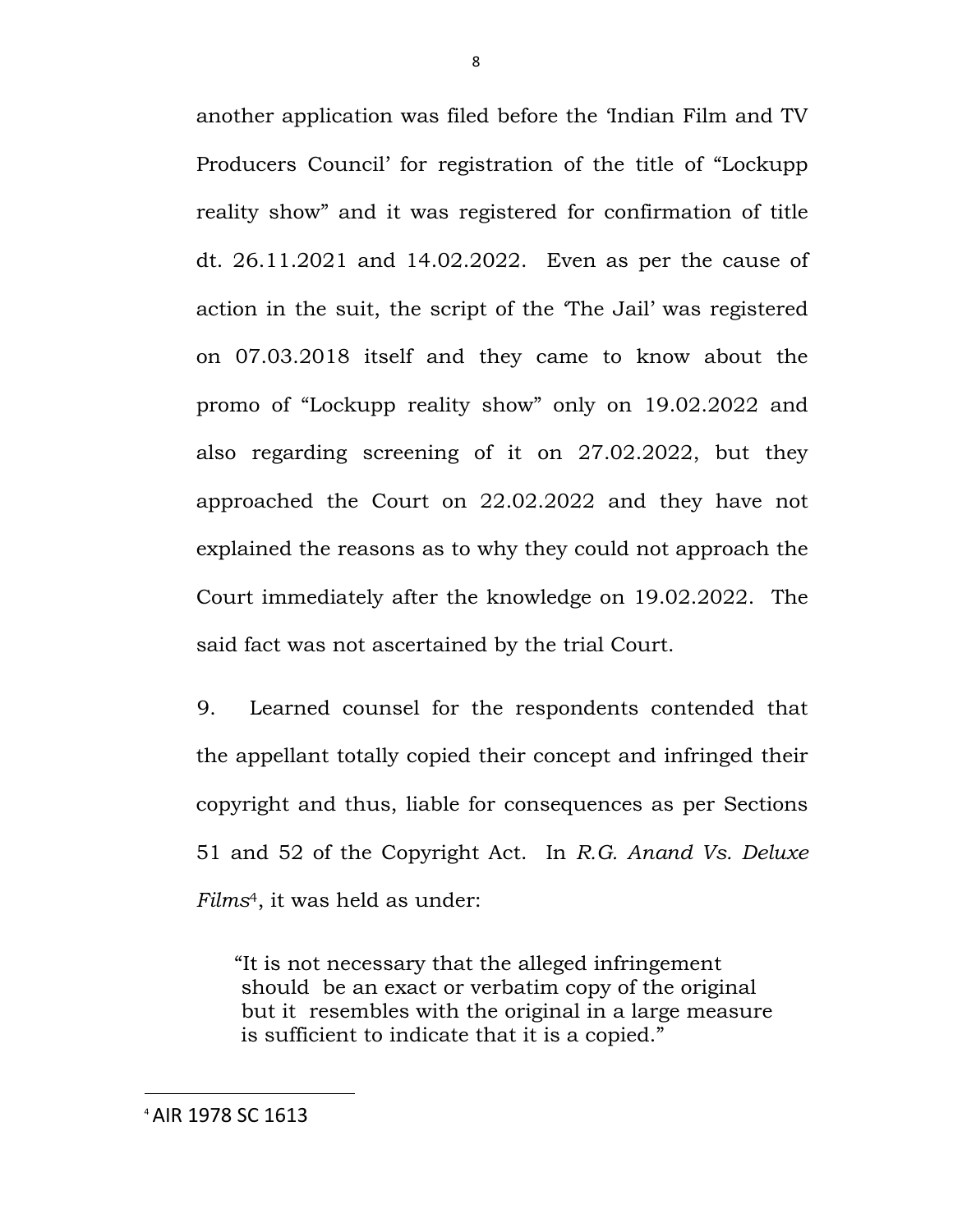another application was filed before the 'Indian Film and TV Producers Council' for registration of the title of "Lockupp reality show" and it was registered for confirmation of title dt. 26.11.2021 and 14.02.2022. Even as per the cause of action in the suit, the script of the 'The Jail' was registered on 07.03.2018 itself and they came to know about the promo of "Lockupp reality show" only on 19.02.2022 and also regarding screening of it on 27.02.2022, but they approached the Court on 22.02.2022 and they have not explained the reasons as to why they could not approach the Court immediately after the knowledge on 19.02.2022. The said fact was not ascertained by the trial Court.

9. Learned counsel for the respondents contended that the appellant totally copied their concept and infringed their copyright and thus, liable for consequences as per Sections 51 and 52 of the Copyright Act. In *R.G. Anand Vs. Deluxe Films*[4], it was held as under:

> "It is not necessary that the alleged infringement should be an exact or verbatim copy of the original but it resembles with the original in a large measure is sufficient to indicate that it is a copied."

---

[4] AIR 1978 SC 1613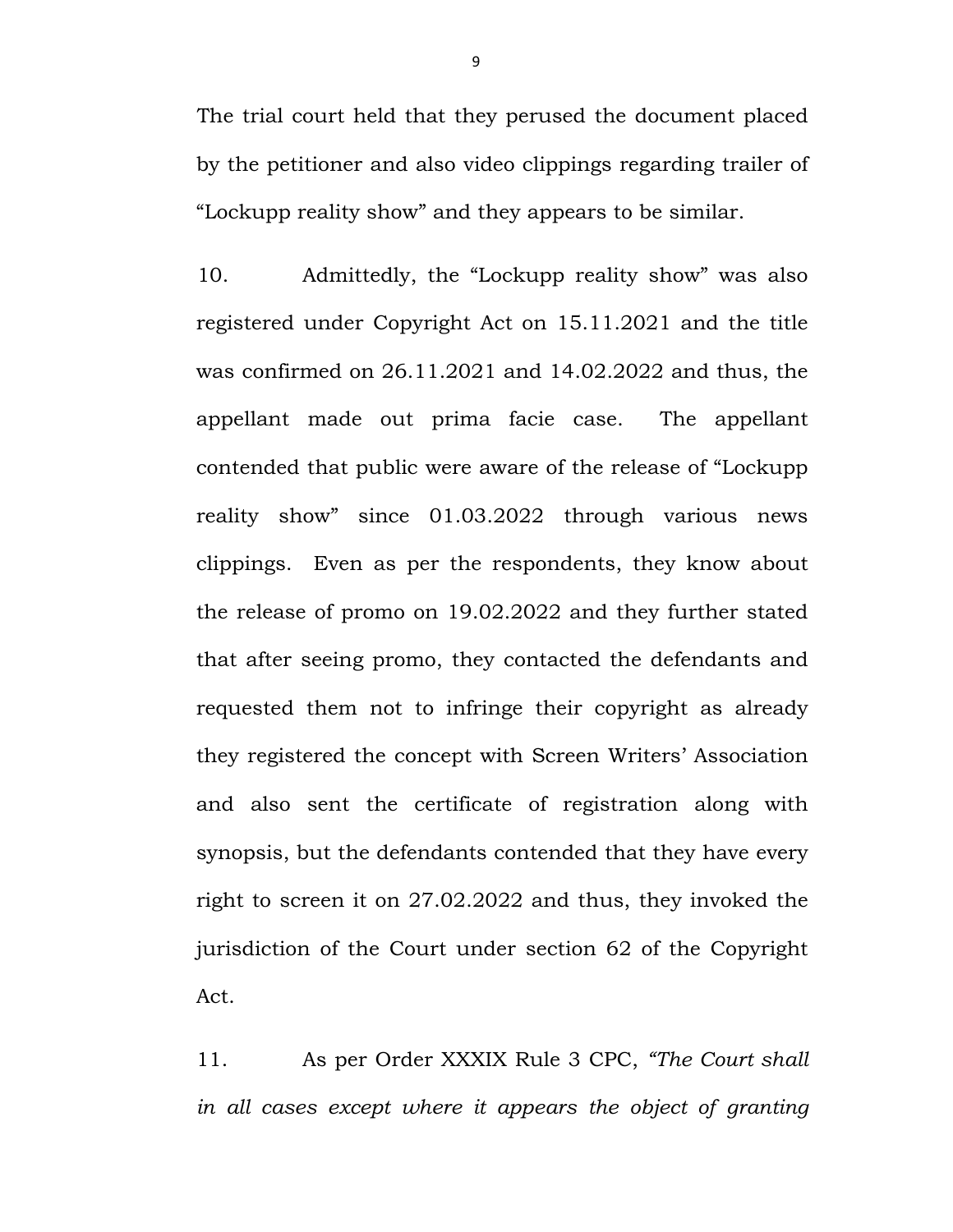The trial court held that they perused the document placed by the petitioner and also video clippings regarding trailer of "Lockupp reality show" and they appears to be similar.

10. Admittedly, the "Lockupp reality show" was also registered under Copyright Act on 15.11.2021 and the title was confirmed on 26.11.2021 and 14.02.2022 and thus, the appellant made out prima facie case. The appellant contended that public were aware of the release of "Lockupp reality show" since 01.03.2022 through various news clippings. Even as per the respondents, they know about the release of promo on 19.02.2022 and they further stated that after seeing promo, they contacted the defendants and requested them not to infringe their copyright as already they registered the concept with Screen Writers' Association and also sent the certificate of registration along with synopsis, but the defendants contended that they have every right to screen it on 27.02.2022 and thus, they invoked the jurisdiction of the Court under section 62 of the Copyright Act.

11. As per Order XXXIX Rule 3 CPC, *"The Court shall in all cases except where it appears the object of granting*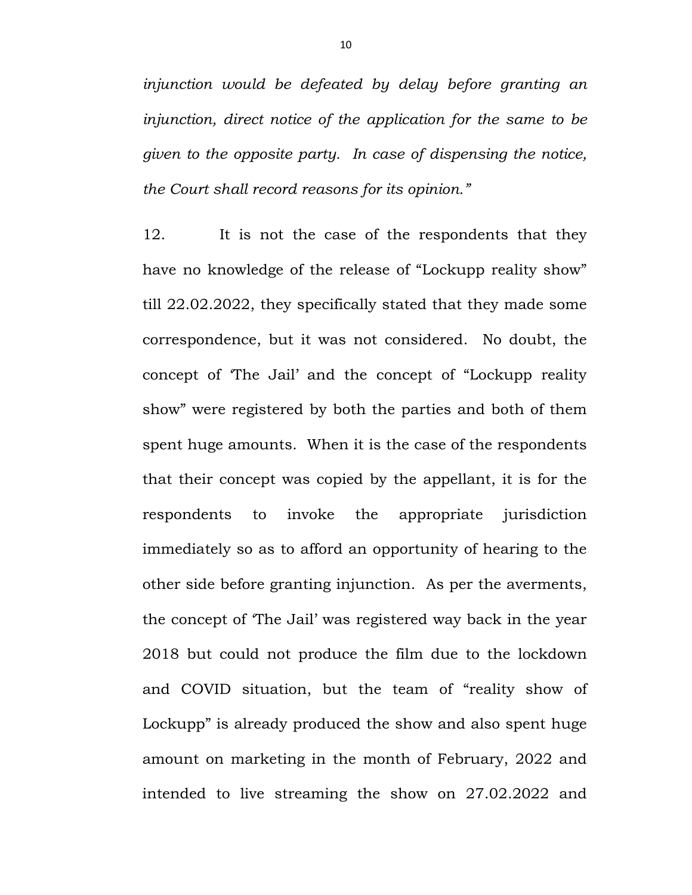*injunction would be defeated by delay before granting an injunction, direct notice of the application for the same to be given to the opposite party. In case of dispensing the notice, the Court shall record reasons for its opinion."*

12. It is not the case of the respondents that they have no knowledge of the release of "Lockupp reality show" till 22.02.2022, they specifically stated that they made some correspondence, but it was not considered. No doubt, the concept of 'The Jail' and the concept of "Lockupp reality show" were registered by both the parties and both of them spent huge amounts. When it is the case of the respondents that their concept was copied by the appellant, it is for the respondents to invoke the appropriate jurisdiction immediately so as to afford an opportunity of hearing to the other side before granting injunction. As per the averments, the concept of 'The Jail' was registered way back in the year 2018 but could not produce the film due to the lockdown and COVID situation, but the team of "reality show of Lockupp" is already produced the show and also spent huge amount on marketing in the month of February, 2022 and intended to live streaming the show on 27.02.2022 and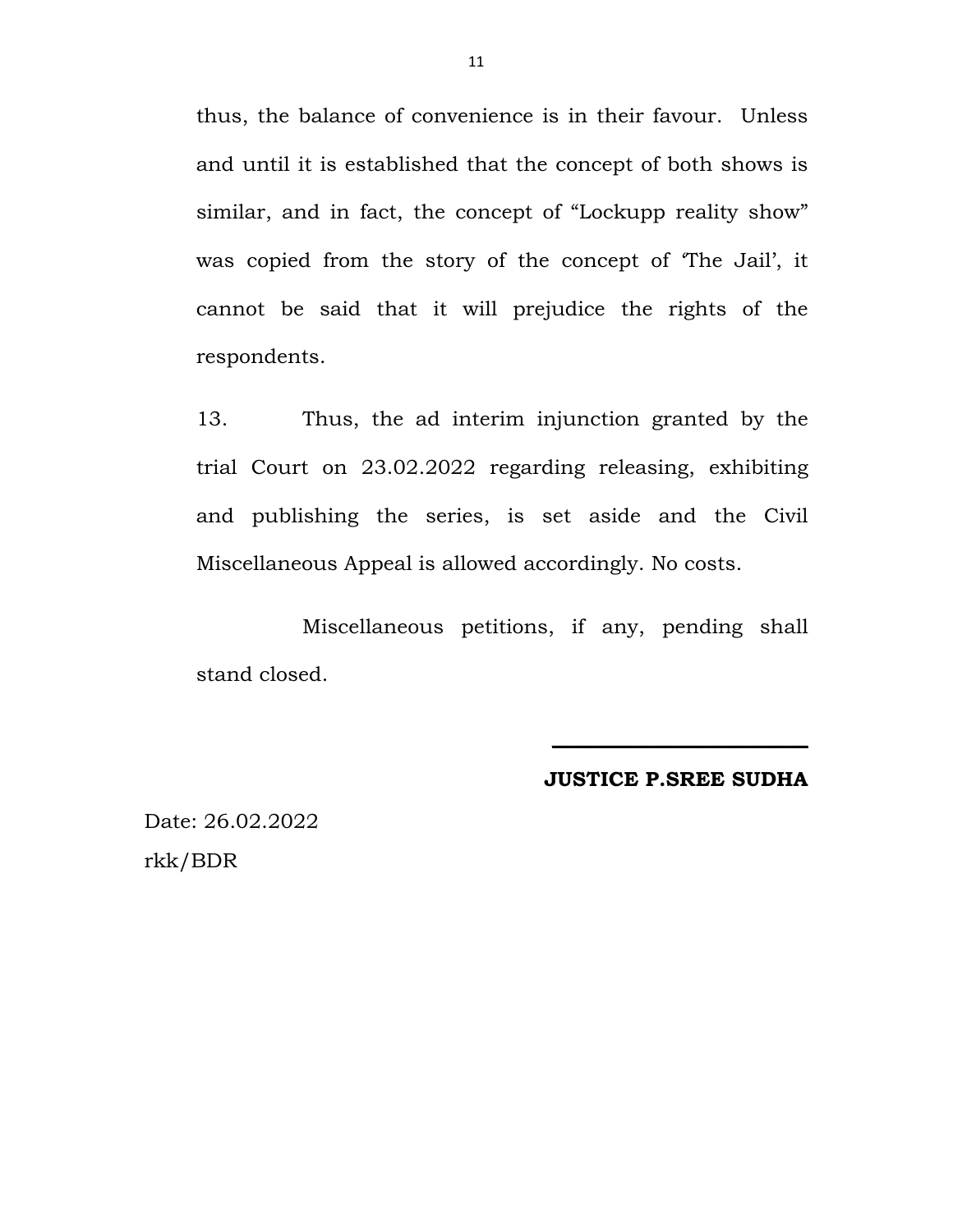thus, the balance of convenience is in their favour. Unless and until it is established that the concept of both shows is similar, and in fact, the concept of "Lockupp reality show" was copied from the story of the concept of 'The Jail', it cannot be said that it will prejudice the rights of the respondents.

13. Thus, the ad interim injunction granted by the trial Court on 23.02.2022 regarding releasing, exhibiting and publishing the series, is set aside and the Civil Miscellaneous Appeal is allowed accordingly. No costs.

Miscellaneous petitions, if any, pending shall stand closed.

**JUSTICE P.SREE SUDHA**

Date: 26.02.2022

rkk/BDR